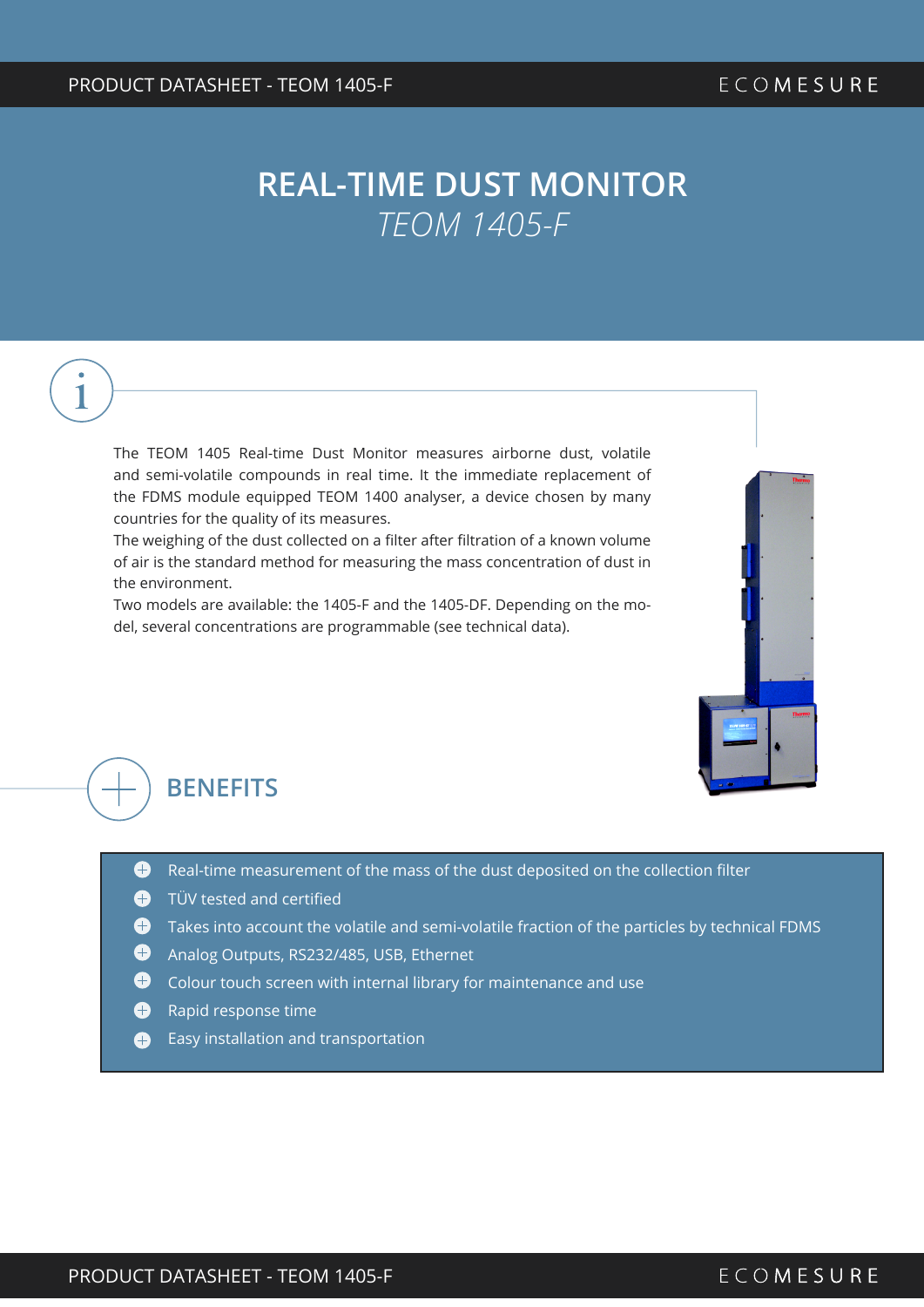# REAL-TIME DUST MONITOR

*TEOM 1405-F*

The TEOM 1405 Real-time Dust Monitor measures airborne dust, volatile and semi-volatile compounds in real time. It the immediate replacement of the FDMS module equipped TEOM 1400 analyser, a device chosen by many countries for the quality of its measures.
The weighing of the dust collected on a filter after filtration of a known volume of air is the standard method for measuring the mass concentration of dust in the environment.
Two models are available: the 1405-F and the 1405-DF. Depending on the model, several concentrations are programmable (see technical data).

## BENEFITS

- Real-time measurement of the mass of the dust deposited on the collection filter
- TÜV tested and certified
- Takes into account the volatile and semi-volatile fraction of the particles by technical FDMS
- Analog Outputs, RS232/485, USB, Ethernet
- Colour touch screen with internal library for maintenance and use
- Rapid response time
- Easy installation and transportation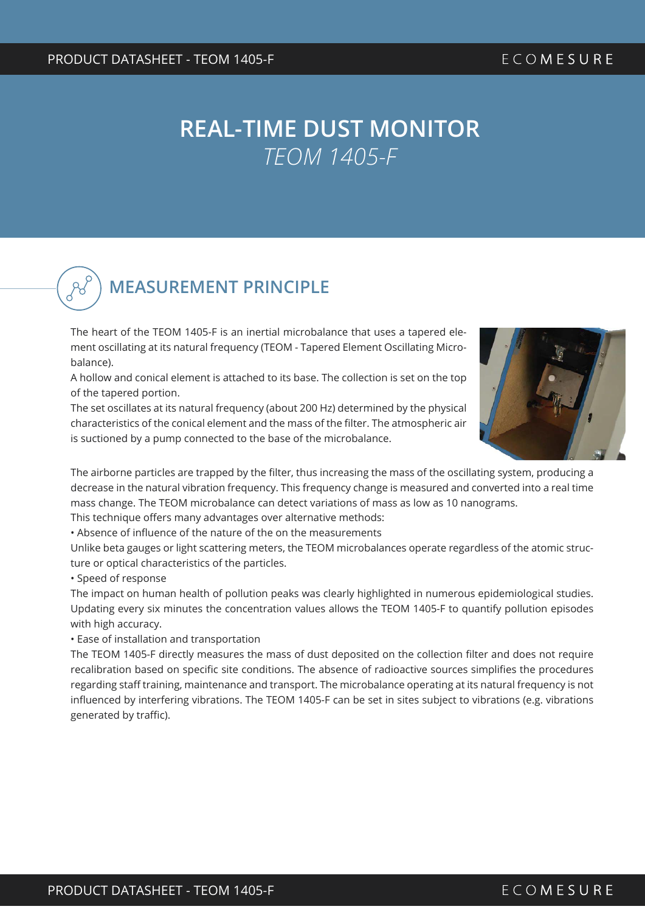# REAL-TIME DUST MONITOR

*TEOM 1405-F*

## MEASUREMENT PRINCIPLE

The heart of the TEOM 1405-F is an inertial microbalance that uses a tapered element oscillating at its natural frequency (TEOM - Tapered Element Oscillating Microbalance).

A hollow and conical element is attached to its base. The collection is set on the top of the tapered portion.

The set oscillates at its natural frequency (about 200 Hz) determined by the physical characteristics of the conical element and the mass of the filter. The atmospheric air is suctioned by a pump connected to the base of the microbalance.

The airborne particles are trapped by the filter, thus increasing the mass of the oscillating system, producing a decrease in the natural vibration frequency. This frequency change is measured and converted into a real time mass change. The TEOM microbalance can detect variations of mass as low as 10 nanograms.

This technique offers many advantages over alternative methods:

• Absence of influence of the nature of the on the measurements

Unlike beta gauges or light scattering meters, the TEOM microbalances operate regardless of the atomic structure or optical characteristics of the particles.

• Speed of response

The impact on human health of pollution peaks was clearly highlighted in numerous epidemiological studies. Updating every six minutes the concentration values allows the TEOM 1405-F to quantify pollution episodes with high accuracy.

• Ease of installation and transportation

The TEOM 1405-F directly measures the mass of dust deposited on the collection filter and does not require recalibration based on specific site conditions. The absence of radioactive sources simplifies the procedures regarding staff training, maintenance and transport. The microbalance operating at its natural frequency is not influenced by interfering vibrations. The TEOM 1405-F can be set in sites subject to vibrations (e.g. vibrations generated by traffic).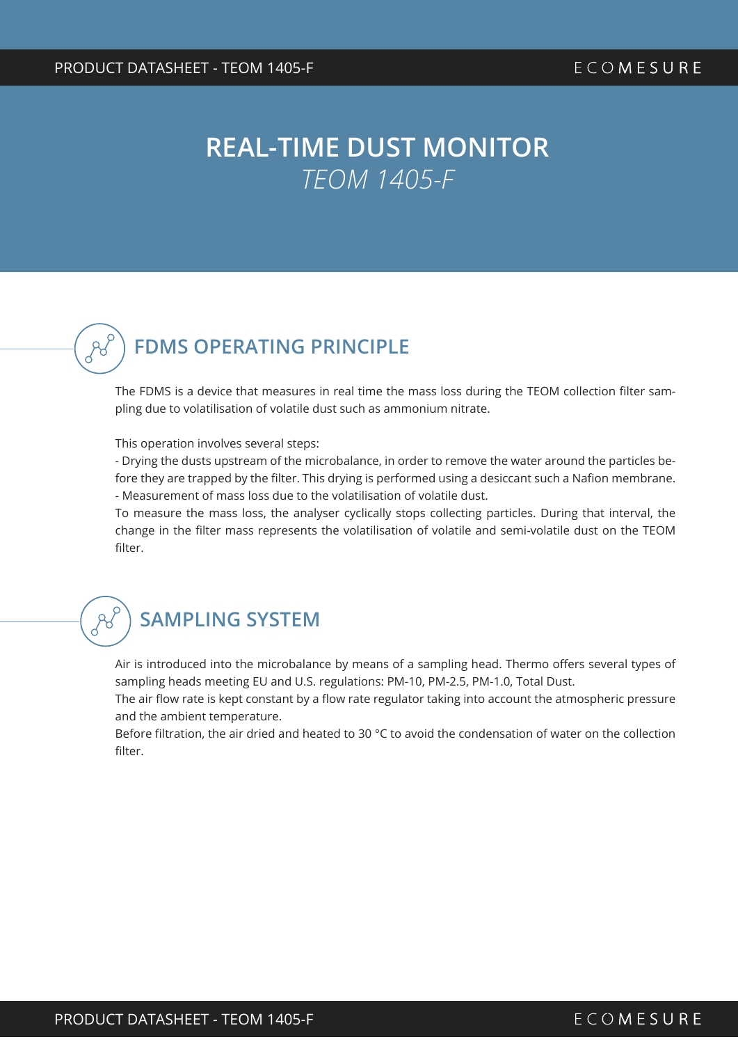# REAL-TIME DUST MONITOR

*TEOM 1405-F*

## FDMS OPERATING PRINCIPLE

The FDMS is a device that measures in real time the mass loss during the TEOM collection filter sampling due to volatilisation of volatile dust such as ammonium nitrate.

This operation involves several steps:
- Drying the dusts upstream of the microbalance, in order to remove the water around the particles before they are trapped by the filter. This drying is performed using a desiccant such a Nafion membrane.
- Measurement of mass loss due to the volatilisation of volatile dust.

To measure the mass loss, the analyser cyclically stops collecting particles. During that interval, the change in the filter mass represents the volatilisation of volatile and semi-volatile dust on the TEOM filter.

## SAMPLING SYSTEM

Air is introduced into the microbalance by means of a sampling head. Thermo offers several types of sampling heads meeting EU and U.S. regulations: PM-10, PM-2.5, PM-1.0, Total Dust.
The air flow rate is kept constant by a flow rate regulator taking into account the atmospheric pressure and the ambient temperature.
Before filtration, the air dried and heated to 30 °C to avoid the condensation of water on the collection filter.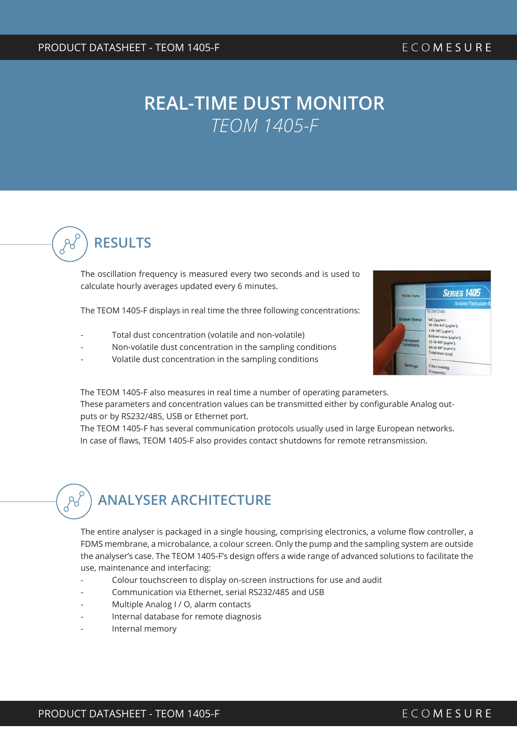# REAL-TIME DUST MONITOR

*TEOM 1405-F*

## RESULTS

The oscillation frequency is measured every two seconds and is used to calculate hourly averages updated every 6 minutes.

The TEOM 1405-F displays in real time the three following concentrations:

- Total dust concentration (volatile and non-volatile)
- Non-volatile dust concentration in the sampling conditions
- Volatile dust concentration in the sampling conditions

The TEOM 1405-F also measures in real time a number of operating parameters.
These parameters and concentration values can be transmitted either by configurable Analog outputs or by RS232/485, USB or Ethernet port.
The TEOM 1405-F has several communication protocols usually used in large European networks.
In case of flaws, TEOM 1405-F also provides contact shutdowns for remote retransmission.

## ANALYSER ARCHITECTURE

The entire analyser is packaged in a single housing, comprising electronics, a volume flow controller, a FDMS membrane, a microbalance, a colour screen. Only the pump and the sampling system are outside the analyser's case. The TEOM 1405-F's design offers a wide range of advanced solutions to facilitate the use, maintenance and interfacing:

- Colour touchscreen to display on-screen instructions for use and audit
- Communication via Ethernet, serial RS232/485 and USB
- Multiple Analog I / O, alarm contacts
- Internal database for remote diagnosis
- Internal memory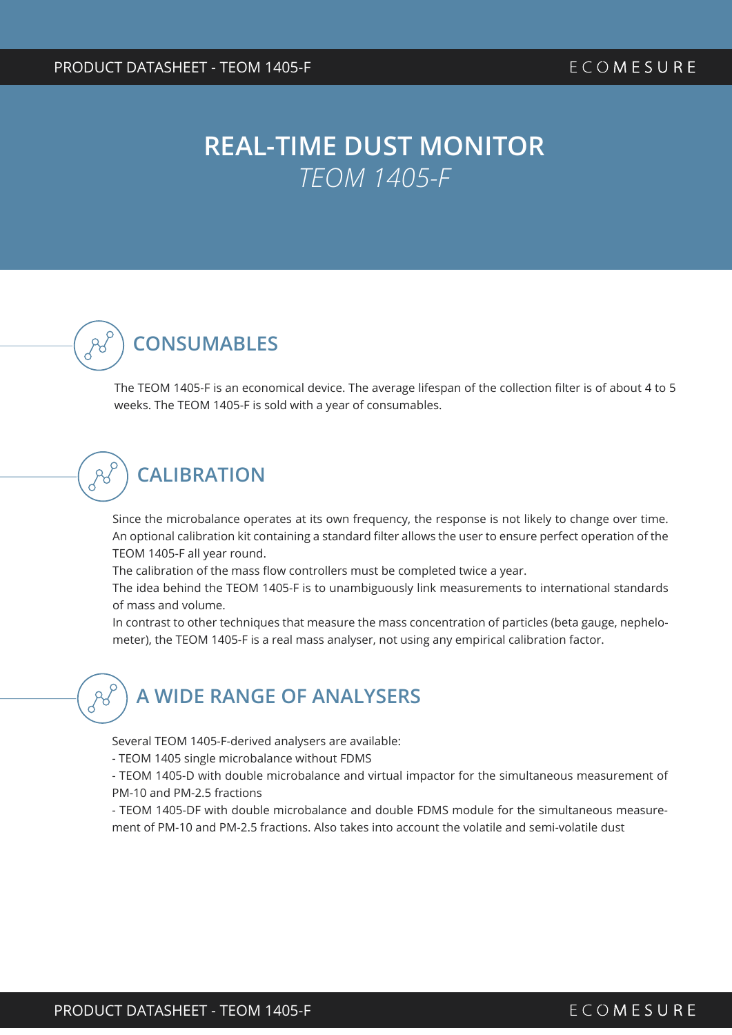# REAL-TIME DUST MONITOR

*TEOM 1405-F*

## CONSUMABLES

The TEOM 1405-F is an economical device. The average lifespan of the collection filter is of about 4 to 5 weeks. The TEOM 1405-F is sold with a year of consumables.

## CALIBRATION

Since the microbalance operates at its own frequency, the response is not likely to change over time. An optional calibration kit containing a standard filter allows the user to ensure perfect operation of the TEOM 1405-F all year round.

The calibration of the mass flow controllers must be completed twice a year.

The idea behind the TEOM 1405-F is to unambiguously link measurements to international standards of mass and volume.

In contrast to other techniques that measure the mass concentration of particles (beta gauge, nephelometer), the TEOM 1405-F is a real mass analyser, not using any empirical calibration factor.

## A WIDE RANGE OF ANALYSERS

Several TEOM 1405-F-derived analysers are available:

- TEOM 1405 single microbalance without FDMS
- TEOM 1405-D with double microbalance and virtual impactor for the simultaneous measurement of PM-10 and PM-2.5 fractions
- TEOM 1405-DF with double microbalance and double FDMS module for the simultaneous measurement of PM-10 and PM-2.5 fractions. Also takes into account the volatile and semi-volatile dust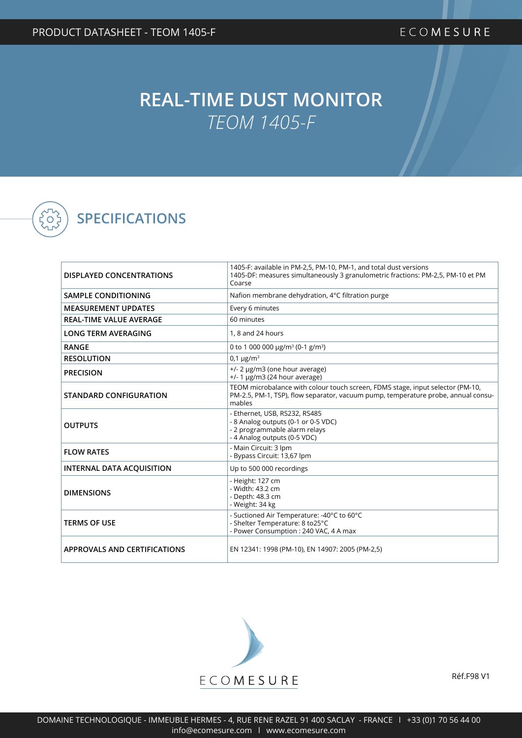# REAL-TIME DUST MONITOR

*TEOM 1405-F*

## SPECIFICATIONS

| | |
|---|---|
| **DISPLAYED CONCENTRATIONS** | 1405-F: available in PM-2,5, PM-10, PM-1, and total dust versions<br>1405-DF: measures simultaneously 3 granulometric fractions: PM-2,5, PM-10 et PM Coarse |
| **SAMPLE CONDITIONING** | Nafion membrane dehydration, 4°C filtration purge |
| **MEASUREMENT UPDATES** | Every 6 minutes |
| **REAL-TIME VALUE AVERAGE** | 60 minutes |
| **LONG TERM AVERAGING** | 1, 8 and 24 hours |
| **RANGE** | 0 to 1 000 000 µg/m³ (0-1 g/m³) |
| **RESOLUTION** | 0,1 µg/m³ |
| **PRECISION** | +/- 2 µg/m3 (one hour average)<br>+/- 1 µg/m3 (24 hour average) |
| **STANDARD CONFIGURATION** | TEOM microbalance with colour touch screen, FDMS stage, input selector (PM-10, PM-2.5, PM-1, TSP), flow separator, vacuum pump, temperature probe, annual consumables |
| **OUTPUTS** | - Ethernet, USB, RS232, RS485<br>- 8 Analog outputs (0-1 or 0-5 VDC)<br>- 2 programmable alarm relays<br>- 4 Analog outputs (0-5 VDC) |
| **FLOW RATES** | - Main Circuit: 3 lpm<br>- Bypass Circuit: 13,67 lpm |
| **INTERNAL DATA ACQUISITION** | Up to 500 000 recordings |
| **DIMENSIONS** | - Height: 127 cm<br>- Width: 43.2 cm<br>- Depth: 48.3 cm<br>- Weight: 34 kg |
| **TERMS OF USE** | - Suctioned Air Temperature: -40°C to 60°C<br>- Shelter Temperature: 8 to25°C<br>- Power Consumption : 240 VAC, 4 A max |
| **APPROVALS AND CERTIFICATIONS** | EN 12341: 1998 (PM-10), EN 14907: 2005 (PM-2,5) |

ECOMESURE

Réf.F98 V1

DOMAINE TECHNOLOGIQUE - IMMEUBLE HERMES - 4, RUE RENE RAZEL 91 400 SACLAY - FRANCE I +33 (0)1 70 56 44 00
info@ecomesure.com I www.ecomesure.com